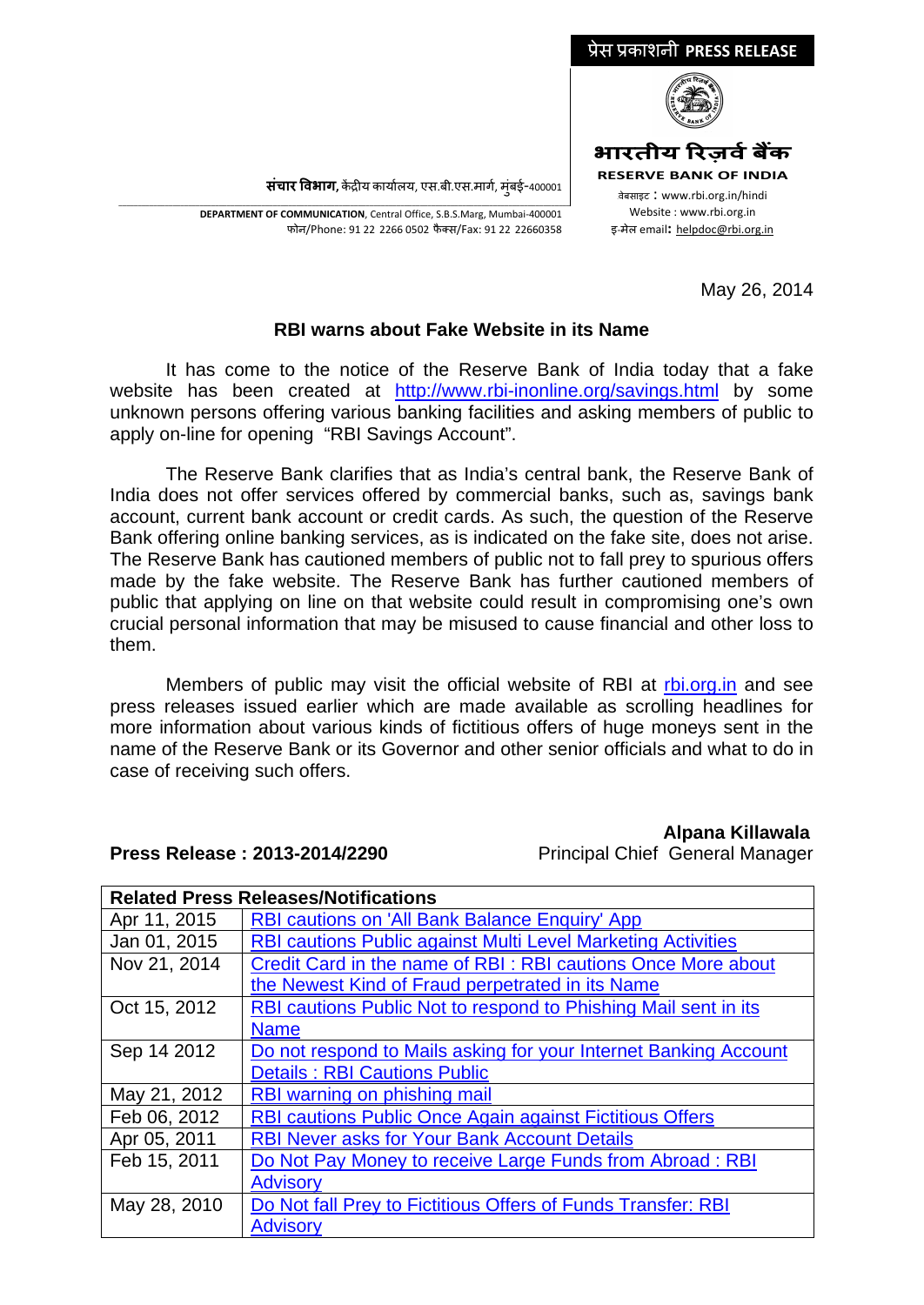प्रेस प्रकाशनी **PRESS RELEASE**

**भारतीय रिज़र्व बैंक**

**RESERVE BANK OF INDIA**

वेबसाइट : www.rbi.org.in/hindi
Website : www.rbi.org.in
इ-मेल email: helpdoc@rbi.org.in

**संचार विभाग,** केंद्रीय कार्यालय, एस.बी.एस.मार्ग, मुंबई-400001

**DEPARTMENT OF COMMUNICATION**, Central Office, S.B.S.Marg, Mumbai-400001
फोन/Phone: 91 22 2266 0502 फैक्स/Fax: 91 22 22660358

May 26, 2014

## RBI warns about Fake Website in its Name

It has come to the notice of the Reserve Bank of India today that a fake website has been created at http://www.rbi-inonline.org/savings.html by some unknown persons offering various banking facilities and asking members of public to apply on-line for opening "RBI Savings Account".

The Reserve Bank clarifies that as India's central bank, the Reserve Bank of India does not offer services offered by commercial banks, such as, savings bank account, current bank account or credit cards. As such, the question of the Reserve Bank offering online banking services, as is indicated on the fake site, does not arise. The Reserve Bank has cautioned members of public not to fall prey to spurious offers made by the fake website. The Reserve Bank has further cautioned members of public that applying on line on that website could result in compromising one's own crucial personal information that may be misused to cause financial and other loss to them.

Members of public may visit the official website of RBI at rbi.org.in and see press releases issued earlier which are made available as scrolling headlines for more information about various kinds of fictitious offers of huge moneys sent in the name of the Reserve Bank or its Governor and other senior officials and what to do in case of receiving such offers.

**Alpana Killawala**
Principal Chief General Manager

**Press Release : 2013-2014/2290**

| Related Press Releases/Notifications | |
|---|---|
| Apr 11, 2015 | RBI cautions on 'All Bank Balance Enquiry' App |
| Jan 01, 2015 | RBI cautions Public against Multi Level Marketing Activities |
| Nov 21, 2014 | Credit Card in the name of RBI : RBI cautions Once More about the Newest Kind of Fraud perpetrated in its Name |
| Oct 15, 2012 | RBI cautions Public Not to respond to Phishing Mail sent in its Name |
| Sep 14 2012 | Do not respond to Mails asking for your Internet Banking Account Details : RBI Cautions Public |
| May 21, 2012 | RBI warning on phishing mail |
| Feb 06, 2012 | RBI cautions Public Once Again against Fictitious Offers |
| Apr 05, 2011 | RBI Never asks for Your Bank Account Details |
| Feb 15, 2011 | Do Not Pay Money to receive Large Funds from Abroad : RBI Advisory |
| May 28, 2010 | Do Not fall Prey to Fictitious Offers of Funds Transfer: RBI Advisory |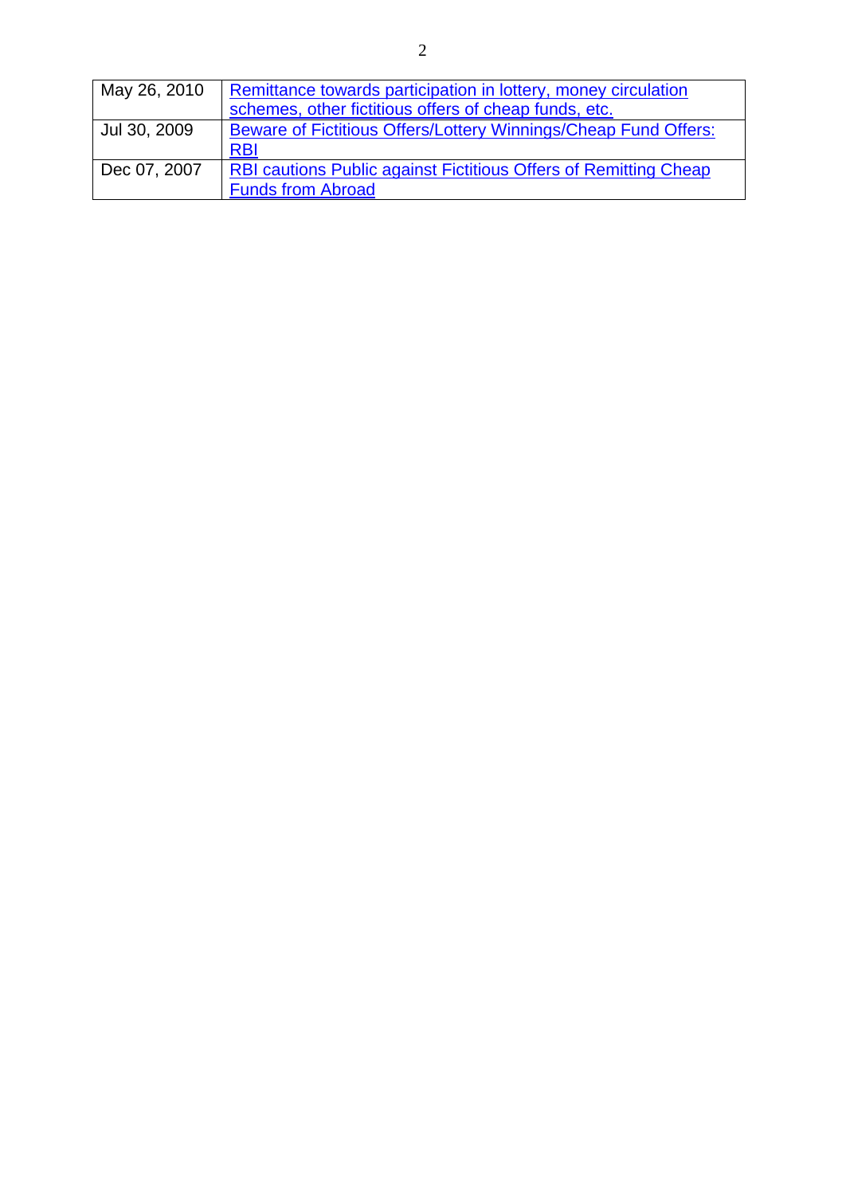| | |
|---|---|
| May 26, 2010 | Remittance towards participation in lottery, money circulation schemes, other fictitious offers of cheap funds, etc. |
| Jul 30, 2009 | Beware of Fictitious Offers/Lottery Winnings/Cheap Fund Offers: RBI |
| Dec 07, 2007 | RBI cautions Public against Fictitious Offers of Remitting Cheap Funds from Abroad |